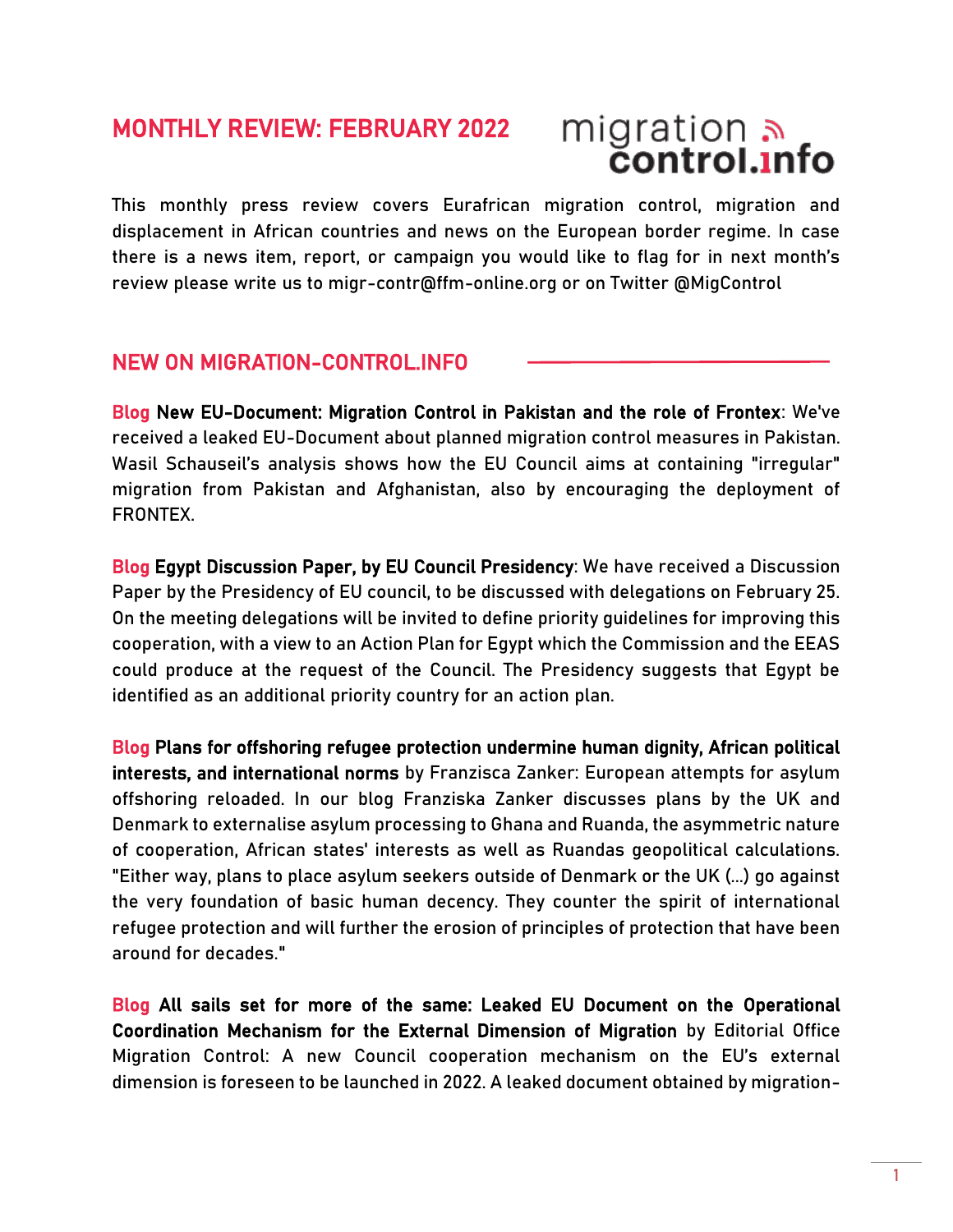# MONTHLY REVIEW: FEBRUARY 2022

migration control.info

This monthly press review covers Eurafrican migration control, migration and displacement in African countries and news on the European border regime. In case there is a news item, report, or campaign you would like to flag for in next month's review please write us to migr-contr@ffm-online.org or on Twitter @MigControl

## NEW ON MIGRATION-CONTROL.INFO

**Blog New EU-Document: Migration Control in Pakistan and the role of Frontex**: We've received a leaked EU-Document about planned migration control measures in Pakistan. Wasil Schauseil's analysis shows how the EU Council aims at containing "irregular" migration from Pakistan and Afghanistan, also by encouraging the deployment of FRONTEX.

**Blog Egypt Discussion Paper, by EU Council Presidency**: We have received a Discussion Paper by the Presidency of EU council, to be discussed with delegations on February 25. On the meeting delegations will be invited to define priority guidelines for improving this cooperation, with a view to an Action Plan for Egypt which the Commission and the EEAS could produce at the request of the Council. The Presidency suggests that Egypt be identified as an additional priority country for an action plan.

**Blog Plans for offshoring refugee protection undermine human dignity, African political interests, and international norms** by Franzisca Zanker: European attempts for asylum offshoring reloaded. In our blog Franziska Zanker discusses plans by the UK and Denmark to externalise asylum processing to Ghana and Ruanda, the asymmetric nature of cooperation, African states' interests as well as Ruandas geopolitical calculations. "Either way, plans to place asylum seekers outside of Denmark or the UK (...) go against the very foundation of basic human decency. They counter the spirit of international refugee protection and will further the erosion of principles of protection that have been around for decades."

**Blog All sails set for more of the same: Leaked EU Document on the Operational Coordination Mechanism for the External Dimension of Migration** by Editorial Office Migration Control: A new Council cooperation mechanism on the EU's external dimension is foreseen to be launched in 2022. A leaked document obtained by migration-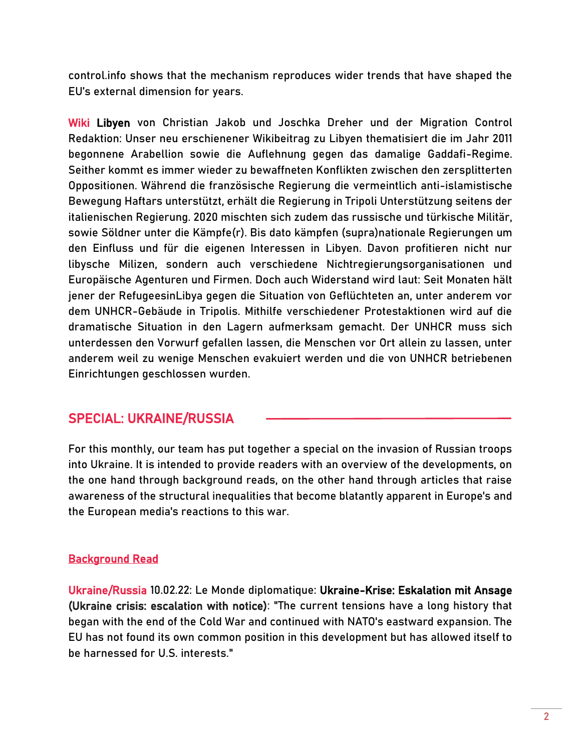control.info shows that the mechanism reproduces wider trends that have shaped the EU's external dimension for years.

Wiki **Libyen** von Christian Jakob und Joschka Dreher und der Migration Control Redaktion: Unser neu erschienener Wikibeitrag zu Libyen thematisiert die im Jahr 2011 begonnene Arabellion sowie die Auflehnung gegen das damalige Gaddafi-Regime. Seither kommt es immer wieder zu bewaffneten Konflikten zwischen den zersplitterten Oppositionen. Während die französische Regierung die vermeintlich anti-islamistische Bewegung Haftars unterstützt, erhält die Regierung in Tripoli Unterstützung seitens der italienischen Regierung. 2020 mischten sich zudem das russische und türkische Militär, sowie Söldner unter die Kämpfe(r). Bis dato kämpfen (supra)nationale Regierungen um den Einfluss und für die eigenen Interessen in Libyen. Davon profitieren nicht nur libysche Milizen, sondern auch verschiedene Nichtregierungsorganisationen und Europäische Agenturen und Firmen. Doch auch Widerstand wird laut: Seit Monaten hält jener der RefugeesinLibya gegen die Situation von Geflüchteten an, unter anderem vor dem UNHCR-Gebäude in Tripolis. Mithilfe verschiedener Protestaktionen wird auf die dramatische Situation in den Lagern aufmerksam gemacht. Der UNHCR muss sich unterdessen den Vorwurf gefallen lassen, die Menschen vor Ort allein zu lassen, unter anderem weil zu wenige Menschen evakuiert werden und die von UNHCR betriebenen Einrichtungen geschlossen wurden.

## SPECIAL: UKRAINE/RUSSIA

For this monthly, our team has put together a special on the invasion of Russian troops into Ukraine. It is intended to provide readers with an overview of the developments, on the one hand through background reads, on the other hand through articles that raise awareness of the structural inequalities that become blatantly apparent in Europe's and the European media's reactions to this war.

### Background Read

Ukraine/Russia 10.02.22: Le Monde diplomatique: **Ukraine-Krise: Eskalation mit Ansage (Ukraine crisis: escalation with notice)**: "The current tensions have a long history that began with the end of the Cold War and continued with NATO's eastward expansion. The EU has not found its own common position in this development but has allowed itself to be harnessed for U.S. interests."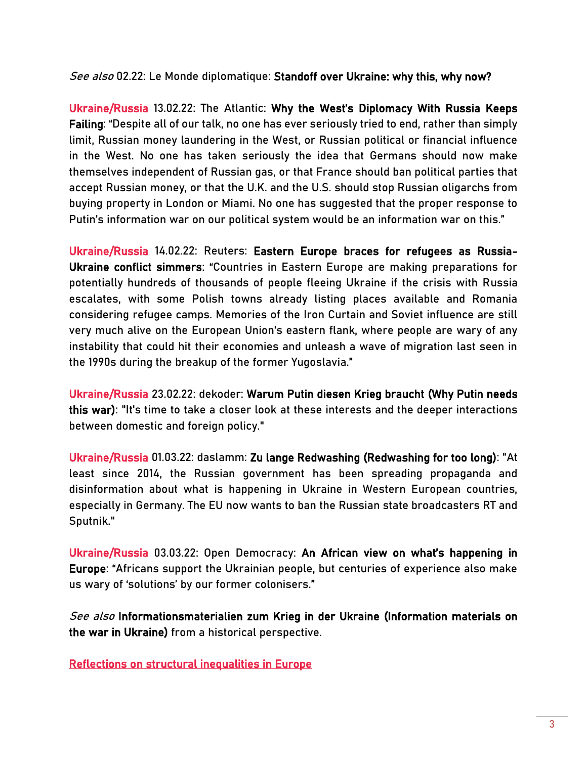*See also* 02.22: Le Monde diplomatique: **Standoff over Ukraine: why this, why now?**

**Ukraine/Russia** 13.02.22: The Atlantic: **Why the West's Diplomacy With Russia Keeps Failing**: "Despite all of our talk, no one has ever seriously tried to end, rather than simply limit, Russian money laundering in the West, or Russian political or financial influence in the West. No one has taken seriously the idea that Germans should now make themselves independent of Russian gas, or that France should ban political parties that accept Russian money, or that the U.K. and the U.S. should stop Russian oligarchs from buying property in London or Miami. No one has suggested that the proper response to Putin's information war on our political system would be an information war on this."

**Ukraine/Russia** 14.02.22: Reuters: **Eastern Europe braces for refugees as Russia-Ukraine conflict simmers**: "Countries in Eastern Europe are making preparations for potentially hundreds of thousands of people fleeing Ukraine if the crisis with Russia escalates, with some Polish towns already listing places available and Romania considering refugee camps. Memories of the Iron Curtain and Soviet influence are still very much alive on the European Union's eastern flank, where people are wary of any instability that could hit their economies and unleash a wave of migration last seen in the 1990s during the breakup of the former Yugoslavia."

**Ukraine/Russia** 23.02.22: dekoder: **Warum Putin diesen Krieg braucht (Why Putin needs this war)**: "It's time to take a closer look at these interests and the deeper interactions between domestic and foreign policy."

**Ukraine/Russia** 01.03.22: daslamm: **Zu lange Redwashing (Redwashing for too long)**: "At least since 2014, the Russian government has been spreading propaganda and disinformation about what is happening in Ukraine in Western European countries, especially in Germany. The EU now wants to ban the Russian state broadcasters RT and Sputnik."

**Ukraine/Russia** 03.03.22: Open Democracy: **An African view on what's happening in Europe**: "Africans support the Ukrainian people, but centuries of experience also make us wary of 'solutions' by our former colonisers."

*See also* **Informationsmaterialien zum Krieg in der Ukraine (Information materials on the war in Ukraine)** from a historical perspective.

## Reflections on structural inequalities in Europe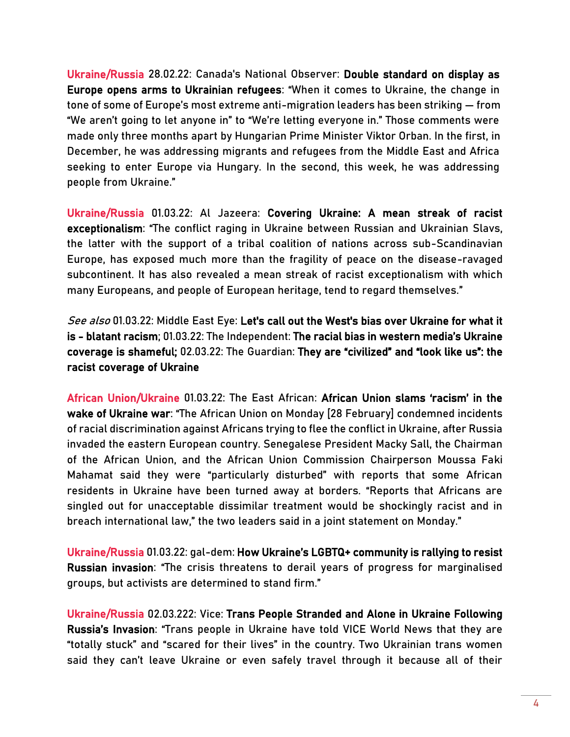**Ukraine/Russia** 28.02.22: Canada's National Observer: **Double standard on display as Europe opens arms to Ukrainian refugees**: "When it comes to Ukraine, the change in tone of some of Europe's most extreme anti-migration leaders has been striking — from "We aren't going to let anyone in" to "We're letting everyone in." Those comments were made only three months apart by Hungarian Prime Minister Viktor Orban. In the first, in December, he was addressing migrants and refugees from the Middle East and Africa seeking to enter Europe via Hungary. In the second, this week, he was addressing people from Ukraine."

**Ukraine/Russia** 01.03.22: Al Jazeera: **Covering Ukraine: A mean streak of racist exceptionalism**: "The conflict raging in Ukraine between Russian and Ukrainian Slavs, the latter with the support of a tribal coalition of nations across sub-Scandinavian Europe, has exposed much more than the fragility of peace on the disease-ravaged subcontinent. It has also revealed a mean streak of racist exceptionalism with which many Europeans, and people of European heritage, tend to regard themselves."

*See also* 01.03.22: Middle East Eye: **Let's call out the West's bias over Ukraine for what it is - blatant racism**; 01.03.22: The Independent: **The racial bias in western media's Ukraine coverage is shameful;** 02.03.22: The Guardian: **They are "civilized" and "look like us": the racist coverage of Ukraine**

**African Union/Ukraine** 01.03.22: The East African: **African Union slams 'racism' in the wake of Ukraine war**: "The African Union on Monday [28 February] condemned incidents of racial discrimination against Africans trying to flee the conflict in Ukraine, after Russia invaded the eastern European country. Senegalese President Macky Sall, the Chairman of the African Union, and the African Union Commission Chairperson Moussa Faki Mahamat said they were "particularly disturbed" with reports that some African residents in Ukraine have been turned away at borders. "Reports that Africans are singled out for unacceptable dissimilar treatment would be shockingly racist and in breach international law," the two leaders said in a joint statement on Monday."

**Ukraine/Russia** 01.03.22: gal-dem: **How Ukraine's LGBTQ+ community is rallying to resist Russian invasion**: "The crisis threatens to derail years of progress for marginalised groups, but activists are determined to stand firm."

**Ukraine/Russia** 02.03.222: Vice: **Trans People Stranded and Alone in Ukraine Following Russia's Invasion**: "Trans people in Ukraine have told VICE World News that they are "totally stuck" and "scared for their lives" in the country. Two Ukrainian trans women said they can't leave Ukraine or even safely travel through it because all of their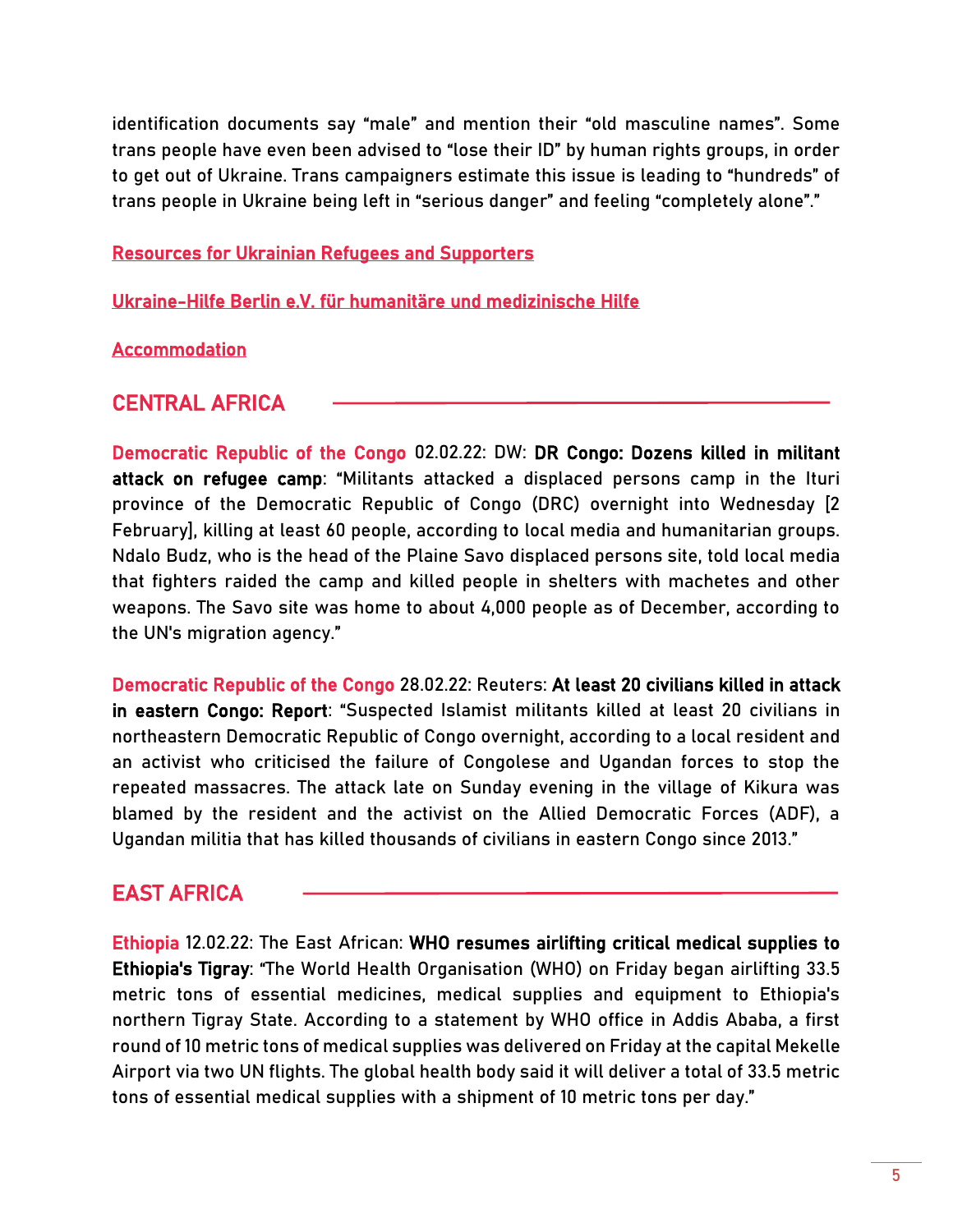identification documents say "male" and mention their "old masculine names". Some trans people have even been advised to "lose their ID" by human rights groups, in order to get out of Ukraine. Trans campaigners estimate this issue is leading to "hundreds" of trans people in Ukraine being left in "serious danger" and feeling "completely alone"."

Resources for Ukrainian Refugees and Supporters

Ukraine-Hilfe Berlin e.V. für humanitäre und medizinische Hilfe

Accommodation

## CENTRAL AFRICA

Democratic Republic of the Congo 02.02.22: DW: **DR Congo: Dozens killed in militant attack on refugee camp**: "Militants attacked a displaced persons camp in the Ituri province of the Democratic Republic of Congo (DRC) overnight into Wednesday [2 February], killing at least 60 people, according to local media and humanitarian groups. Ndalo Budz, who is the head of the Plaine Savo displaced persons site, told local media that fighters raided the camp and killed people in shelters with machetes and other weapons. The Savo site was home to about 4,000 people as of December, according to the UN's migration agency."

Democratic Republic of the Congo 28.02.22: Reuters: **At least 20 civilians killed in attack in eastern Congo: Report**: "Suspected Islamist militants killed at least 20 civilians in northeastern Democratic Republic of Congo overnight, according to a local resident and an activist who criticised the failure of Congolese and Ugandan forces to stop the repeated massacres. The attack late on Sunday evening in the village of Kikura was blamed by the resident and the activist on the Allied Democratic Forces (ADF), a Ugandan militia that has killed thousands of civilians in eastern Congo since 2013."

## EAST AFRICA

Ethiopia 12.02.22: The East African: **WHO resumes airlifting critical medical supplies to Ethiopia's Tigray**: "The World Health Organisation (WHO) on Friday began airlifting 33.5 metric tons of essential medicines, medical supplies and equipment to Ethiopia's northern Tigray State. According to a statement by WHO office in Addis Ababa, a first round of 10 metric tons of medical supplies was delivered on Friday at the capital Mekelle Airport via two UN flights. The global health body said it will deliver a total of 33.5 metric tons of essential medical supplies with a shipment of 10 metric tons per day."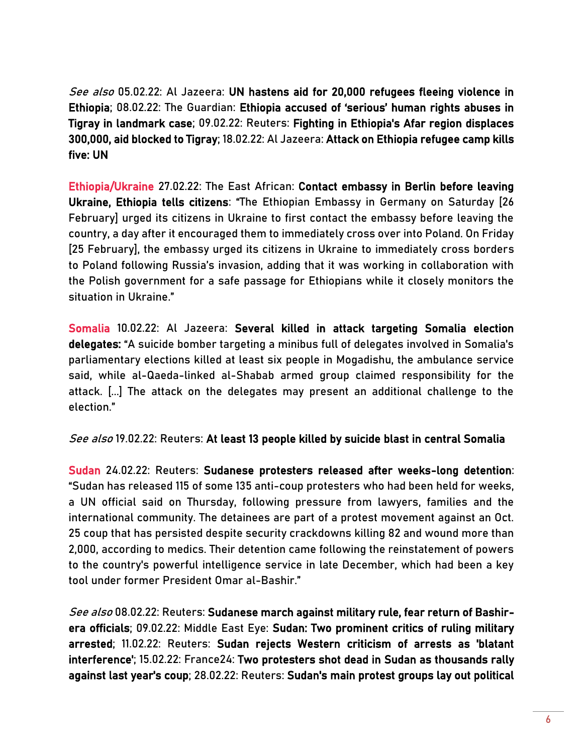*See also* 05.02.22: Al Jazeera: **UN hastens aid for 20,000 refugees fleeing violence in Ethiopia**; 08.02.22: The Guardian: **Ethiopia accused of 'serious' human rights abuses in Tigray in landmark case**; 09.02.22: Reuters: **Fighting in Ethiopia's Afar region displaces 300,000, aid blocked to Tigray**; 18.02.22: Al Jazeera: **Attack on Ethiopia refugee camp kills five: UN**

Ethiopia/Ukraine 27.02.22: The East African: **Contact embassy in Berlin before leaving Ukraine, Ethiopia tells citizens**: "The Ethiopian Embassy in Germany on Saturday [26 February] urged its citizens in Ukraine to first contact the embassy before leaving the country, a day after it encouraged them to immediately cross over into Poland. On Friday [25 February], the embassy urged its citizens in Ukraine to immediately cross borders to Poland following Russia's invasion, adding that it was working in collaboration with the Polish government for a safe passage for Ethiopians while it closely monitors the situation in Ukraine."

Somalia 10.02.22: Al Jazeera: **Several killed in attack targeting Somalia election delegates:** "A suicide bomber targeting a minibus full of delegates involved in Somalia's parliamentary elections killed at least six people in Mogadishu, the ambulance service said, while al-Qaeda-linked al-Shabab armed group claimed responsibility for the attack. [...] The attack on the delegates may present an additional challenge to the election."

*See also* 19.02.22: Reuters: **At least 13 people killed by suicide blast in central Somalia**

Sudan 24.02.22: Reuters: **Sudanese protesters released after weeks-long detention**: "Sudan has released 115 of some 135 anti-coup protesters who had been held for weeks, a UN official said on Thursday, following pressure from lawyers, families and the international community. The detainees are part of a protest movement against an Oct. 25 coup that has persisted despite security crackdowns killing 82 and wound more than 2,000, according to medics. Their detention came following the reinstatement of powers to the country's powerful intelligence service in late December, which had been a key tool under former President Omar al-Bashir."

*See also* 08.02.22: Reuters: **Sudanese march against military rule, fear return of Bashir-era officials**; 09.02.22: Middle East Eye: **Sudan: Two prominent critics of ruling military arrested**; 11.02.22: Reuters: **Sudan rejects Western criticism of arrests as 'blatant interference'**; 15.02.22: France24: **Two protesters shot dead in Sudan as thousands rally against last year's coup**; 28.02.22: Reuters: **Sudan's main protest groups lay out political**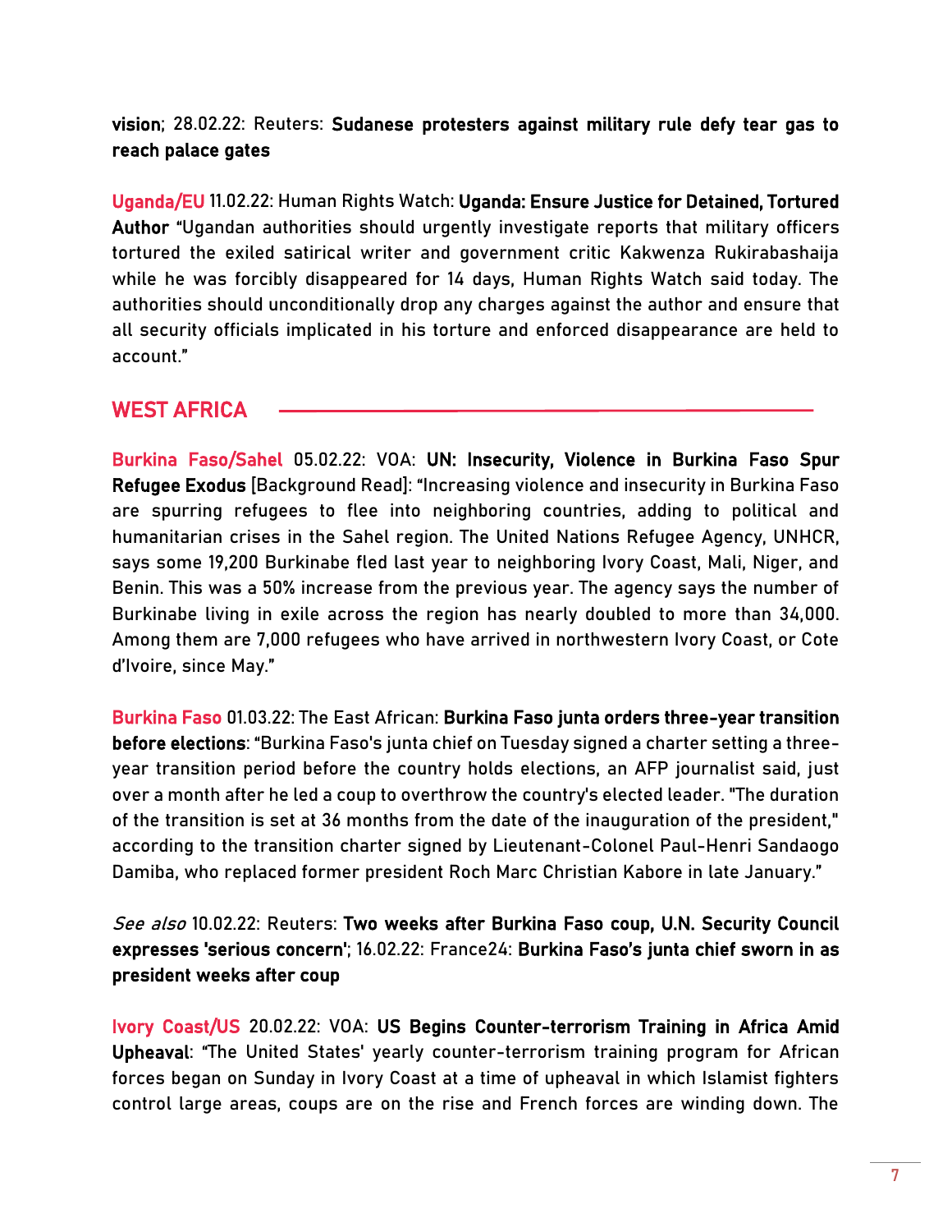**vision**; 28.02.22: Reuters: **Sudanese protesters against military rule defy tear gas to reach palace gates**

Uganda/EU 11.02.22: Human Rights Watch: **Uganda: Ensure Justice for Detained, Tortured Author** "Ugandan authorities should urgently investigate reports that military officers tortured the exiled satirical writer and government critic Kakwenza Rukirabashaija while he was forcibly disappeared for 14 days, Human Rights Watch said today. The authorities should unconditionally drop any charges against the author and ensure that all security officials implicated in his torture and enforced disappearance are held to account."

## WEST AFRICA

Burkina Faso/Sahel 05.02.22: VOA: **UN: Insecurity, Violence in Burkina Faso Spur Refugee Exodus** [Background Read]: "Increasing violence and insecurity in Burkina Faso are spurring refugees to flee into neighboring countries, adding to political and humanitarian crises in the Sahel region. The United Nations Refugee Agency, UNHCR, says some 19,200 Burkinabe fled last year to neighboring Ivory Coast, Mali, Niger, and Benin. This was a 50% increase from the previous year. The agency says the number of Burkinabe living in exile across the region has nearly doubled to more than 34,000. Among them are 7,000 refugees who have arrived in northwestern Ivory Coast, or Cote d'Ivoire, since May."

Burkina Faso 01.03.22: The East African: **Burkina Faso junta orders three-year transition before elections**: "Burkina Faso's junta chief on Tuesday signed a charter setting a three-year transition period before the country holds elections, an AFP journalist said, just over a month after he led a coup to overthrow the country's elected leader. "The duration of the transition is set at 36 months from the date of the inauguration of the president," according to the transition charter signed by Lieutenant-Colonel Paul-Henri Sandaogo Damiba, who replaced former president Roch Marc Christian Kabore in late January."

*See also* 10.02.22: Reuters: **Two weeks after Burkina Faso coup, U.N. Security Council expresses 'serious concern'**; 16.02.22: France24: **Burkina Faso's junta chief sworn in as president weeks after coup**

Ivory Coast/US 20.02.22: VOA: **US Begins Counter-terrorism Training in Africa Amid Upheaval**: "The United States' yearly counter-terrorism training program for African forces began on Sunday in Ivory Coast at a time of upheaval in which Islamist fighters control large areas, coups are on the rise and French forces are winding down. The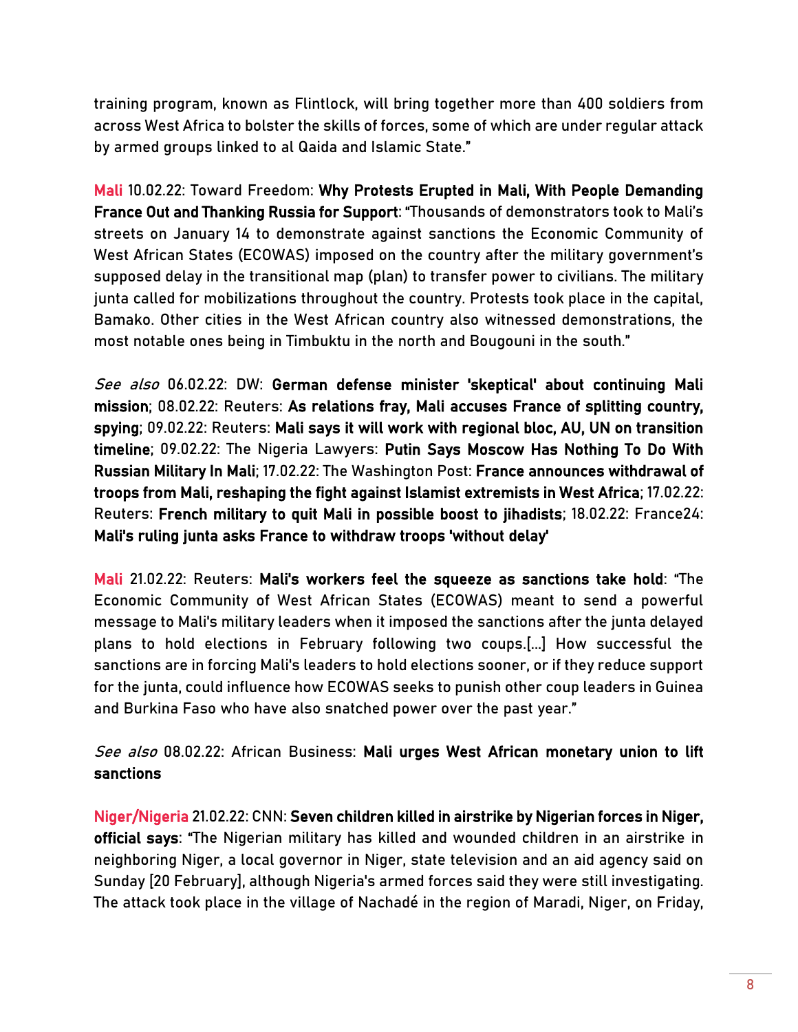training program, known as Flintlock, will bring together more than 400 soldiers from across West Africa to bolster the skills of forces, some of which are under regular attack by armed groups linked to al Qaida and Islamic State."

Mali 10.02.22: Toward Freedom: **Why Protests Erupted in Mali, With People Demanding France Out and Thanking Russia for Support**: "Thousands of demonstrators took to Mali's streets on January 14 to demonstrate against sanctions the Economic Community of West African States (ECOWAS) imposed on the country after the military government's supposed delay in the transitional map (plan) to transfer power to civilians. The military junta called for mobilizations throughout the country. Protests took place in the capital, Bamako. Other cities in the West African country also witnessed demonstrations, the most notable ones being in Timbuktu in the north and Bougouni in the south."

*See also* 06.02.22: DW: **German defense minister 'skeptical' about continuing Mali mission**; 08.02.22: Reuters: **As relations fray, Mali accuses France of splitting country, spying**; 09.02.22: Reuters: **Mali says it will work with regional bloc, AU, UN on transition timeline**; 09.02.22: The Nigeria Lawyers: **Putin Says Moscow Has Nothing To Do With Russian Military In Mali**; 17.02.22: The Washington Post: **France announces withdrawal of troops from Mali, reshaping the fight against Islamist extremists in West Africa**; 17.02.22: Reuters: **French military to quit Mali in possible boost to jihadists**; 18.02.22: France24: **Mali's ruling junta asks France to withdraw troops 'without delay'**

Mali 21.02.22: Reuters: **Mali's workers feel the squeeze as sanctions take hold**: "The Economic Community of West African States (ECOWAS) meant to send a powerful message to Mali's military leaders when it imposed the sanctions after the junta delayed plans to hold elections in February following two coups.[...] How successful the sanctions are in forcing Mali's leaders to hold elections sooner, or if they reduce support for the junta, could influence how ECOWAS seeks to punish other coup leaders in Guinea and Burkina Faso who have also snatched power over the past year."

*See also* 08.02.22: African Business: **Mali urges West African monetary union to lift sanctions**

Niger/Nigeria 21.02.22: CNN: **Seven children killed in airstrike by Nigerian forces in Niger, official says**: "The Nigerian military has killed and wounded children in an airstrike in neighboring Niger, a local governor in Niger, state television and an aid agency said on Sunday [20 February], although Nigeria's armed forces said they were still investigating. The attack took place in the village of Nachadé in the region of Maradi, Niger, on Friday,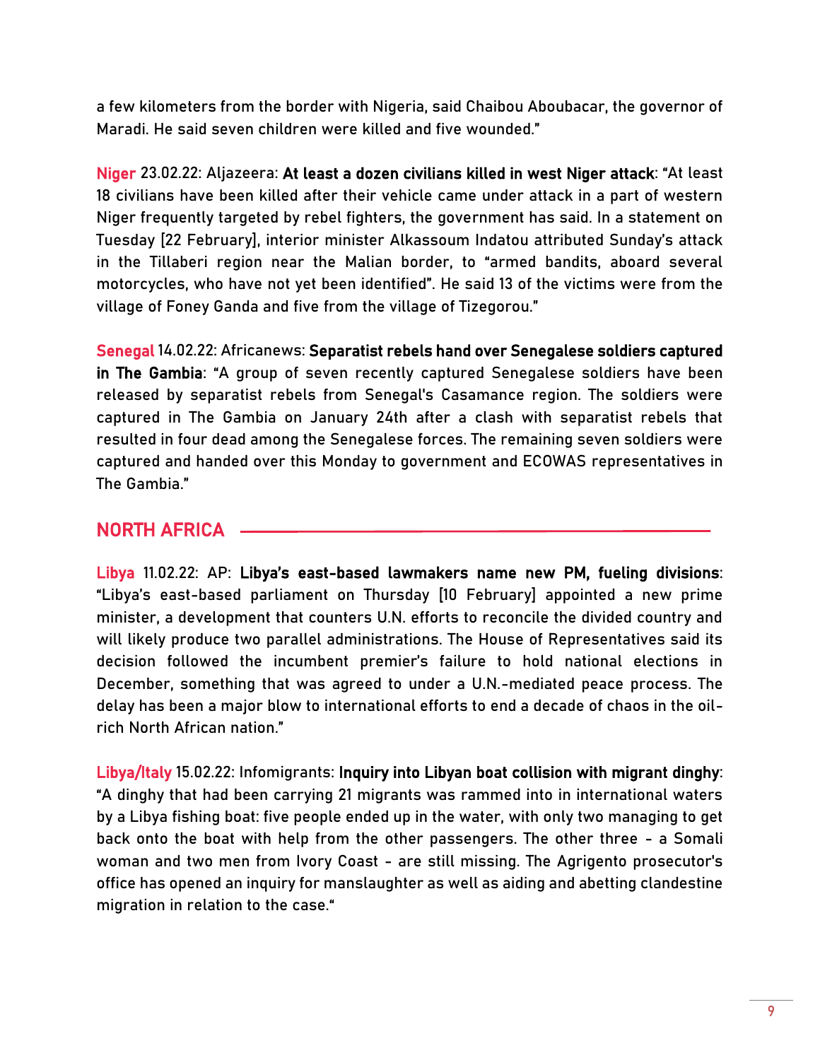a few kilometers from the border with Nigeria, said Chaibou Aboubacar, the governor of Maradi. He said seven children were killed and five wounded."

**Niger** 23.02.22: Aljazeera: **At least a dozen civilians killed in west Niger attack**: "At least 18 civilians have been killed after their vehicle came under attack in a part of western Niger frequently targeted by rebel fighters, the government has said. In a statement on Tuesday [22 February], interior minister Alkassoum Indatou attributed Sunday's attack in the Tillaberi region near the Malian border, to "armed bandits, aboard several motorcycles, who have not yet been identified". He said 13 of the victims were from the village of Foney Ganda and five from the village of Tizegorou."

**Senegal** 14.02.22: Africanews: **Separatist rebels hand over Senegalese soldiers captured in The Gambia**: "A group of seven recently captured Senegalese soldiers have been released by separatist rebels from Senegal's Casamance region. The soldiers were captured in The Gambia on January 24th after a clash with separatist rebels that resulted in four dead among the Senegalese forces. The remaining seven soldiers were captured and handed over this Monday to government and ECOWAS representatives in The Gambia."

## NORTH AFRICA

**Libya** 11.02.22: AP: **Libya's east-based lawmakers name new PM, fueling divisions**: "Libya's east-based parliament on Thursday [10 February] appointed a new prime minister, a development that counters U.N. efforts to reconcile the divided country and will likely produce two parallel administrations. The House of Representatives said its decision followed the incumbent premier's failure to hold national elections in December, something that was agreed to under a U.N.-mediated peace process. The delay has been a major blow to international efforts to end a decade of chaos in the oil-rich North African nation."

**Libya/Italy** 15.02.22: Infomigrants: **Inquiry into Libyan boat collision with migrant dinghy**: "A dinghy that had been carrying 21 migrants was rammed into in international waters by a Libya fishing boat: five people ended up in the water, with only two managing to get back onto the boat with help from the other passengers. The other three - a Somali woman and two men from Ivory Coast - are still missing. The Agrigento prosecutor's office has opened an inquiry for manslaughter as well as aiding and abetting clandestine migration in relation to the case."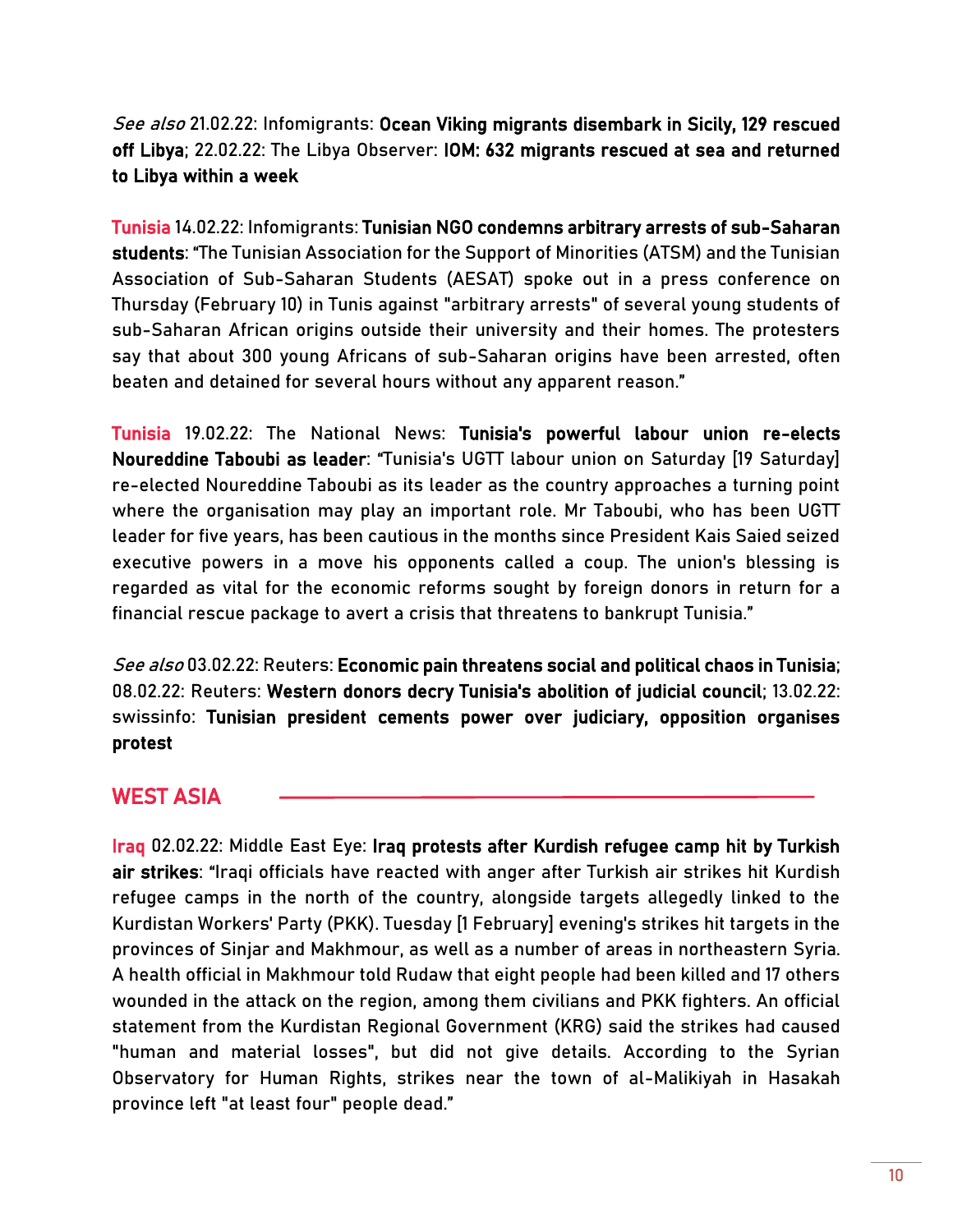*See also* 21.02.22: Infomigrants: **Ocean Viking migrants disembark in Sicily, 129 rescued off Libya**; 22.02.22: The Libya Observer: **IOM: 632 migrants rescued at sea and returned to Libya within a week**

**Tunisia** 14.02.22: Infomigrants: **Tunisian NGO condemns arbitrary arrests of sub-Saharan students**: "The Tunisian Association for the Support of Minorities (ATSM) and the Tunisian Association of Sub-Saharan Students (AESAT) spoke out in a press conference on Thursday (February 10) in Tunis against "arbitrary arrests" of several young students of sub-Saharan African origins outside their university and their homes. The protesters say that about 300 young Africans of sub-Saharan origins have been arrested, often beaten and detained for several hours without any apparent reason."

**Tunisia** 19.02.22: The National News: **Tunisia's powerful labour union re-elects Noureddine Taboubi as leader**: "Tunisia's UGTT labour union on Saturday [19 Saturday] re-elected Noureddine Taboubi as its leader as the country approaches a turning point where the organisation may play an important role. Mr Taboubi, who has been UGTT leader for five years, has been cautious in the months since President Kais Saied seized executive powers in a move his opponents called a coup. The union's blessing is regarded as vital for the economic reforms sought by foreign donors in return for a financial rescue package to avert a crisis that threatens to bankrupt Tunisia."

*See also* 03.02.22: Reuters: **Economic pain threatens social and political chaos in Tunisia**; 08.02.22: Reuters: **Western donors decry Tunisia's abolition of judicial council**; 13.02.22: swissinfo: **Tunisian president cements power over judiciary, opposition organises protest**

## WEST ASIA

**Iraq** 02.02.22: Middle East Eye: **Iraq protests after Kurdish refugee camp hit by Turkish air strikes**: "Iraqi officials have reacted with anger after Turkish air strikes hit Kurdish refugee camps in the north of the country, alongside targets allegedly linked to the Kurdistan Workers' Party (PKK). Tuesday [1 February] evening's strikes hit targets in the provinces of Sinjar and Makhmour, as well as a number of areas in northeastern Syria. A health official in Makhmour told Rudaw that eight people had been killed and 17 others wounded in the attack on the region, among them civilians and PKK fighters. An official statement from the Kurdistan Regional Government (KRG) said the strikes had caused "human and material losses", but did not give details. According to the Syrian Observatory for Human Rights, strikes near the town of al-Malikiyah in Hasakah province left "at least four" people dead."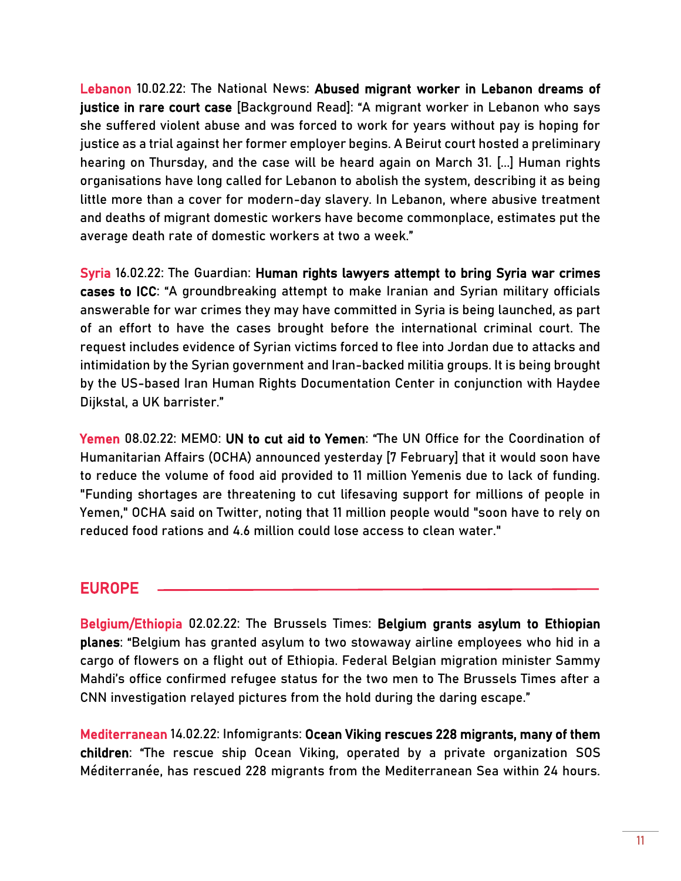**Lebanon** 10.02.22: The National News: **Abused migrant worker in Lebanon dreams of justice in rare court case** [Background Read]: "A migrant worker in Lebanon who says she suffered violent abuse and was forced to work for years without pay is hoping for justice as a trial against her former employer begins. A Beirut court hosted a preliminary hearing on Thursday, and the case will be heard again on March 31. […] Human rights organisations have long called for Lebanon to abolish the system, describing it as being little more than a cover for modern-day slavery. In Lebanon, where abusive treatment and deaths of migrant domestic workers have become commonplace, estimates put the average death rate of domestic workers at two a week."

**Syria** 16.02.22: The Guardian: **Human rights lawyers attempt to bring Syria war crimes cases to ICC**: "A groundbreaking attempt to make Iranian and Syrian military officials answerable for war crimes they may have committed in Syria is being launched, as part of an effort to have the cases brought before the international criminal court. The request includes evidence of Syrian victims forced to flee into Jordan due to attacks and intimidation by the Syrian government and Iran-backed militia groups. It is being brought by the US-based Iran Human Rights Documentation Center in conjunction with Haydee Dijkstal, a UK barrister."

**Yemen** 08.02.22: MEMO: **UN to cut aid to Yemen**: "The UN Office for the Coordination of Humanitarian Affairs (OCHA) announced yesterday [7 February] that it would soon have to reduce the volume of food aid provided to 11 million Yemenis due to lack of funding. "Funding shortages are threatening to cut lifesaving support for millions of people in Yemen," OCHA said on Twitter, noting that 11 million people would "soon have to rely on reduced food rations and 4.6 million could lose access to clean water."

## EUROPE

**Belgium/Ethiopia** 02.02.22: The Brussels Times: **Belgium grants asylum to Ethiopian planes**: "Belgium has granted asylum to two stowaway airline employees who hid in a cargo of flowers on a flight out of Ethiopia. Federal Belgian migration minister Sammy Mahdi's office confirmed refugee status for the two men to The Brussels Times after a CNN investigation relayed pictures from the hold during the daring escape."

**Mediterranean** 14.02.22: Infomigrants: **Ocean Viking rescues 228 migrants, many of them children**: "The rescue ship Ocean Viking, operated by a private organization SOS Méditerranée, has rescued 228 migrants from the Mediterranean Sea within 24 hours.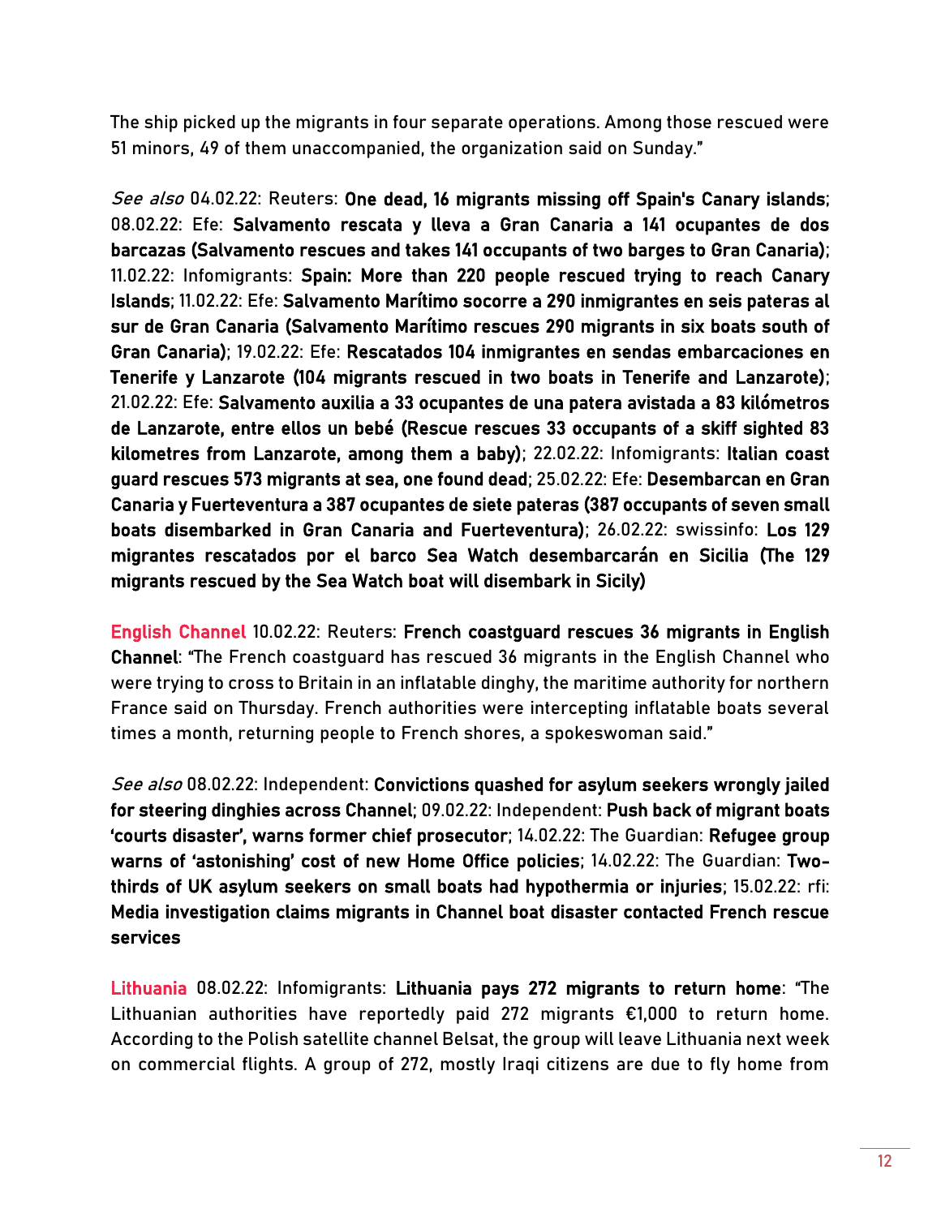The ship picked up the migrants in four separate operations. Among those rescued were 51 minors, 49 of them unaccompanied, the organization said on Sunday."

*See also* 04.02.22: Reuters: **One dead, 16 migrants missing off Spain's Canary islands**; 08.02.22: Efe: **Salvamento rescata y lleva a Gran Canaria a 141 ocupantes de dos barcazas (Salvamento rescues and takes 141 occupants of two barges to Gran Canaria)**; 11.02.22: Infomigrants: **Spain: More than 220 people rescued trying to reach Canary Islands**; 11.02.22: Efe: **Salvamento Marítimo socorre a 290 inmigrantes en seis pateras al sur de Gran Canaria (Salvamento Marítimo rescues 290 migrants in six boats south of Gran Canaria)**; 19.02.22: Efe: **Rescatados 104 inmigrantes en sendas embarcaciones en Tenerife y Lanzarote (104 migrants rescued in two boats in Tenerife and Lanzarote)**; 21.02.22: Efe: **Salvamento auxilia a 33 ocupantes de una patera avistada a 83 kilómetros de Lanzarote, entre ellos un bebé (Rescue rescues 33 occupants of a skiff sighted 83 kilometres from Lanzarote, among them a baby)**; 22.02.22: Infomigrants: **Italian coast guard rescues 573 migrants at sea, one found dead**; 25.02.22: Efe: **Desembarcan en Gran Canaria y Fuerteventura a 387 ocupantes de siete pateras (387 occupants of seven small boats disembarked in Gran Canaria and Fuerteventura)**; 26.02.22: swissinfo: **Los 129 migrantes rescatados por el barco Sea Watch desembarcarán en Sicilia (The 129 migrants rescued by the Sea Watch boat will disembark in Sicily)**

**English Channel** 10.02.22: Reuters: **French coastguard rescues 36 migrants in English Channel**: "The French coastguard has rescued 36 migrants in the English Channel who were trying to cross to Britain in an inflatable dinghy, the maritime authority for northern France said on Thursday. French authorities were intercepting inflatable boats several times a month, returning people to French shores, a spokeswoman said."

*See also* 08.02.22: Independent: **Convictions quashed for asylum seekers wrongly jailed for steering dinghies across Channel**; 09.02.22: Independent: **Push back of migrant boats 'courts disaster', warns former chief prosecutor**; 14.02.22: The Guardian: **Refugee group warns of 'astonishing' cost of new Home Office policies**; 14.02.22: The Guardian: **Two-thirds of UK asylum seekers on small boats had hypothermia or injuries**; 15.02.22: rfi: **Media investigation claims migrants in Channel boat disaster contacted French rescue services**

**Lithuania** 08.02.22: Infomigrants: **Lithuania pays 272 migrants to return home**: "The Lithuanian authorities have reportedly paid 272 migrants €1,000 to return home. According to the Polish satellite channel Belsat, the group will leave Lithuania next week on commercial flights. A group of 272, mostly Iraqi citizens are due to fly home from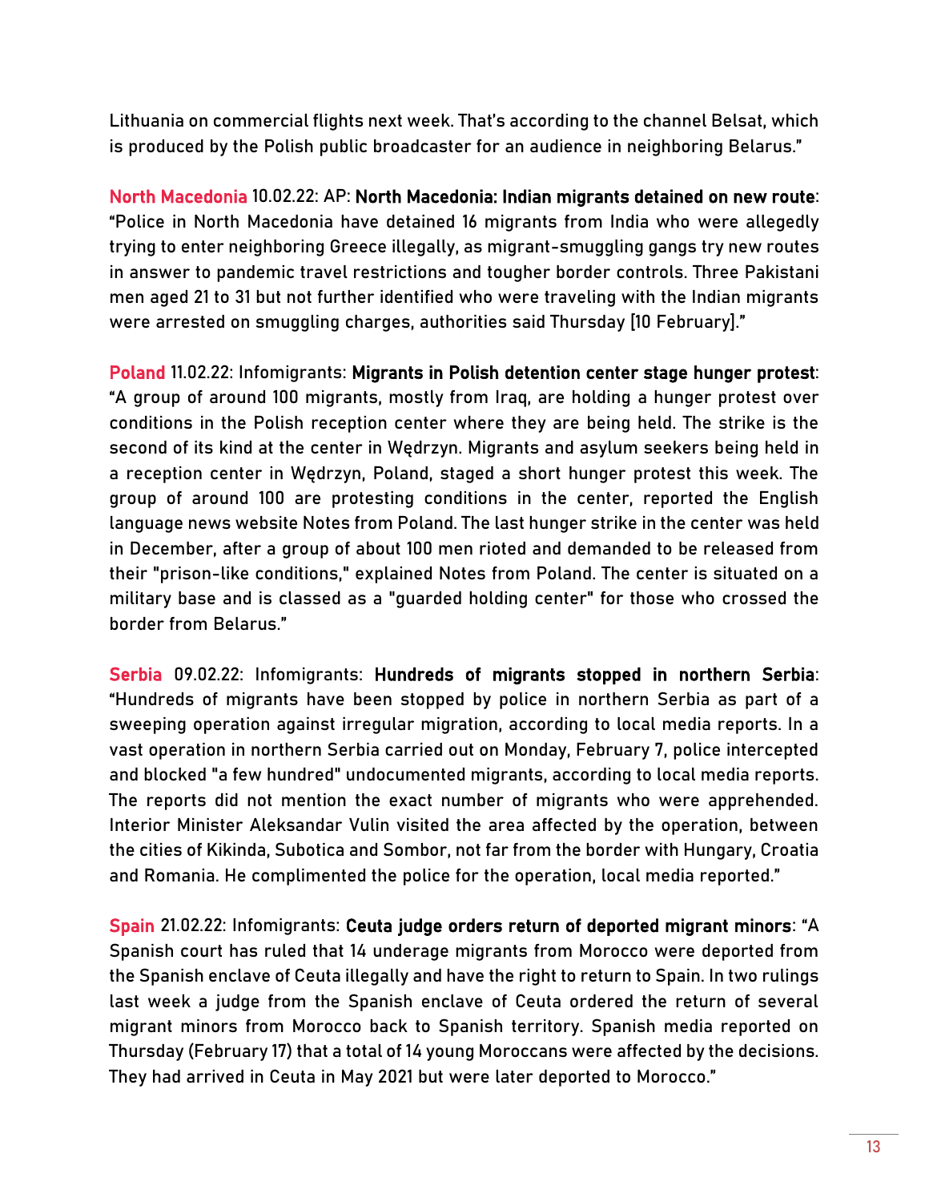Lithuania on commercial flights next week. That's according to the channel Belsat, which is produced by the Polish public broadcaster for an audience in neighboring Belarus."

North Macedonia 10.02.22: AP: **North Macedonia: Indian migrants detained on new route**: "Police in North Macedonia have detained 16 migrants from India who were allegedly trying to enter neighboring Greece illegally, as migrant-smuggling gangs try new routes in answer to pandemic travel restrictions and tougher border controls. Three Pakistani men aged 21 to 31 but not further identified who were traveling with the Indian migrants were arrested on smuggling charges, authorities said Thursday [10 February]."

Poland 11.02.22: Infomigrants: **Migrants in Polish detention center stage hunger protest**: "A group of around 100 migrants, mostly from Iraq, are holding a hunger protest over conditions in the Polish reception center where they are being held. The strike is the second of its kind at the center in Wędrzyn. Migrants and asylum seekers being held in a reception center in Wędrzyn, Poland, staged a short hunger protest this week. The group of around 100 are protesting conditions in the center, reported the English language news website Notes from Poland. The last hunger strike in the center was held in December, after a group of about 100 men rioted and demanded to be released from their "prison-like conditions," explained Notes from Poland. The center is situated on a military base and is classed as a "guarded holding center" for those who crossed the border from Belarus."

Serbia 09.02.22: Infomigrants: **Hundreds of migrants stopped in northern Serbia**: "Hundreds of migrants have been stopped by police in northern Serbia as part of a sweeping operation against irregular migration, according to local media reports. In a vast operation in northern Serbia carried out on Monday, February 7, police intercepted and blocked "a few hundred" undocumented migrants, according to local media reports. The reports did not mention the exact number of migrants who were apprehended. Interior Minister Aleksandar Vulin visited the area affected by the operation, between the cities of Kikinda, Subotica and Sombor, not far from the border with Hungary, Croatia and Romania. He complimented the police for the operation, local media reported."

Spain 21.02.22: Infomigrants: **Ceuta judge orders return of deported migrant minors**: "A Spanish court has ruled that 14 underage migrants from Morocco were deported from the Spanish enclave of Ceuta illegally and have the right to return to Spain. In two rulings last week a judge from the Spanish enclave of Ceuta ordered the return of several migrant minors from Morocco back to Spanish territory. Spanish media reported on Thursday (February 17) that a total of 14 young Moroccans were affected by the decisions. They had arrived in Ceuta in May 2021 but were later deported to Morocco."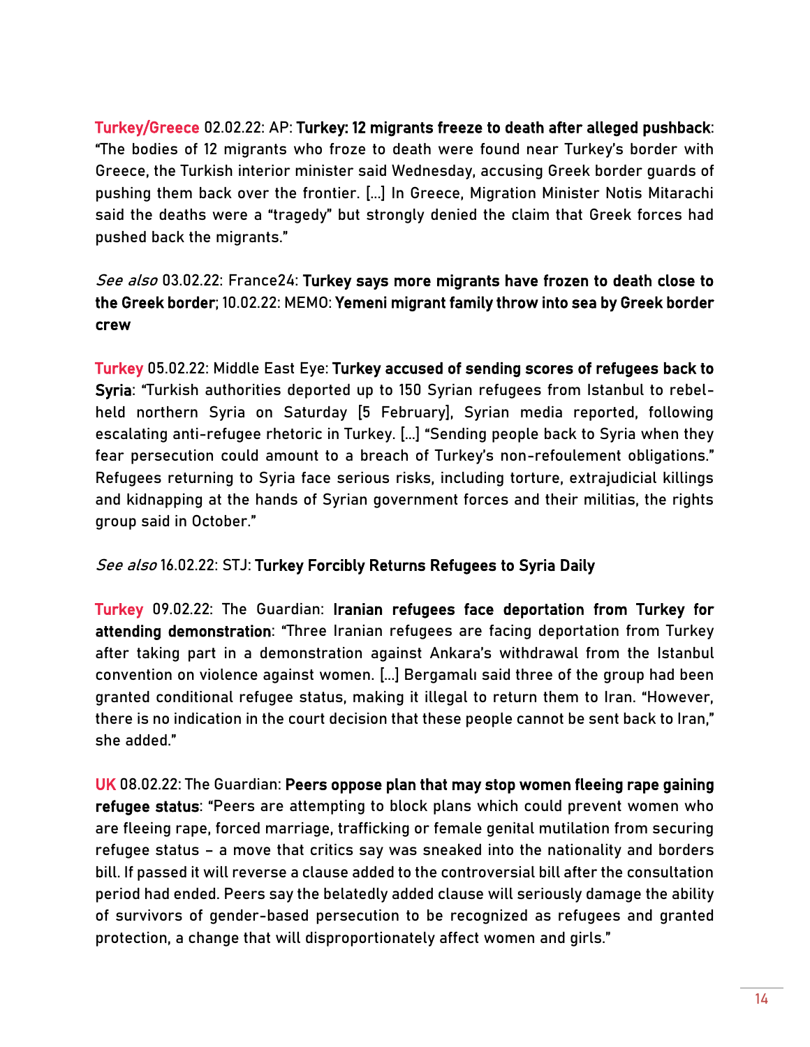**Turkey/Greece** 02.02.22: AP: **Turkey: 12 migrants freeze to death after alleged pushback**: "The bodies of 12 migrants who froze to death were found near Turkey's border with Greece, the Turkish interior minister said Wednesday, accusing Greek border guards of pushing them back over the frontier. [...] In Greece, Migration Minister Notis Mitarachi said the deaths were a "tragedy" but strongly denied the claim that Greek forces had pushed back the migrants."

*See also* 03.02.22: France24: **Turkey says more migrants have frozen to death close to the Greek border**; 10.02.22: MEMO: **Yemeni migrant family throw into sea by Greek border crew**

**Turkey** 05.02.22: Middle East Eye: **Turkey accused of sending scores of refugees back to Syria**: "Turkish authorities deported up to 150 Syrian refugees from Istanbul to rebel-held northern Syria on Saturday [5 February], Syrian media reported, following escalating anti-refugee rhetoric in Turkey. [...] "Sending people back to Syria when they fear persecution could amount to a breach of Turkey's non-refoulement obligations." Refugees returning to Syria face serious risks, including torture, extrajudicial killings and kidnapping at the hands of Syrian government forces and their militias, the rights group said in October."

*See also* 16.02.22: STJ: **Turkey Forcibly Returns Refugees to Syria Daily**

**Turkey** 09.02.22: The Guardian: **Iranian refugees face deportation from Turkey for attending demonstration**: "Three Iranian refugees are facing deportation from Turkey after taking part in a demonstration against Ankara's withdrawal from the Istanbul convention on violence against women. [...] Bergamalı said three of the group had been granted conditional refugee status, making it illegal to return them to Iran. "However, there is no indication in the court decision that these people cannot be sent back to Iran," she added."

**UK** 08.02.22: The Guardian: **Peers oppose plan that may stop women fleeing rape gaining refugee status**: "Peers are attempting to block plans which could prevent women who are fleeing rape, forced marriage, trafficking or female genital mutilation from securing refugee status – a move that critics say was sneaked into the nationality and borders bill. If passed it will reverse a clause added to the controversial bill after the consultation period had ended. Peers say the belatedly added clause will seriously damage the ability of survivors of gender-based persecution to be recognized as refugees and granted protection, a change that will disproportionately affect women and girls."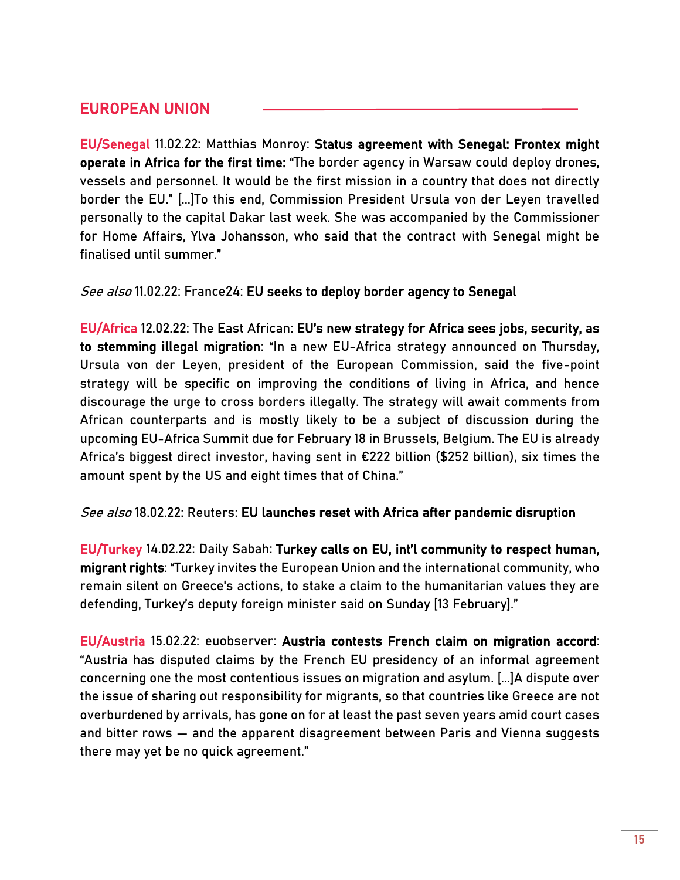## EUROPEAN UNION

EU/Senegal 11.02.22: Matthias Monroy: **Status agreement with Senegal: Frontex might operate in Africa for the first time:** "The border agency in Warsaw could deploy drones, vessels and personnel. It would be the first mission in a country that does not directly border the EU." […]To this end, Commission President Ursula von der Leyen travelled personally to the capital Dakar last week. She was accompanied by the Commissioner for Home Affairs, Ylva Johansson, who said that the contract with Senegal might be finalised until summer."

*See also* 11.02.22: France24: **EU seeks to deploy border agency to Senegal**

EU/Africa 12.02.22: The East African: **EU's new strategy for Africa sees jobs, security, as to stemming illegal migration**: "In a new EU-Africa strategy announced on Thursday, Ursula von der Leyen, president of the European Commission, said the five-point strategy will be specific on improving the conditions of living in Africa, and hence discourage the urge to cross borders illegally. The strategy will await comments from African counterparts and is mostly likely to be a subject of discussion during the upcoming EU-Africa Summit due for February 18 in Brussels, Belgium. The EU is already Africa's biggest direct investor, having sent in €222 billion ($252 billion), six times the amount spent by the US and eight times that of China."

*See also* 18.02.22: Reuters: **EU launches reset with Africa after pandemic disruption**

EU/Turkey 14.02.22: Daily Sabah: **Turkey calls on EU, int'l community to respect human, migrant rights**: "Turkey invites the European Union and the international community, who remain silent on Greece's actions, to stake a claim to the humanitarian values they are defending, Turkey's deputy foreign minister said on Sunday [13 February]."

EU/Austria 15.02.22: euobserver: **Austria contests French claim on migration accord**: "Austria has disputed claims by the French EU presidency of an informal agreement concerning one the most contentious issues on migration and asylum. […]A dispute over the issue of sharing out responsibility for migrants, so that countries like Greece are not overburdened by arrivals, has gone on for at least the past seven years amid court cases and bitter rows — and the apparent disagreement between Paris and Vienna suggests there may yet be no quick agreement."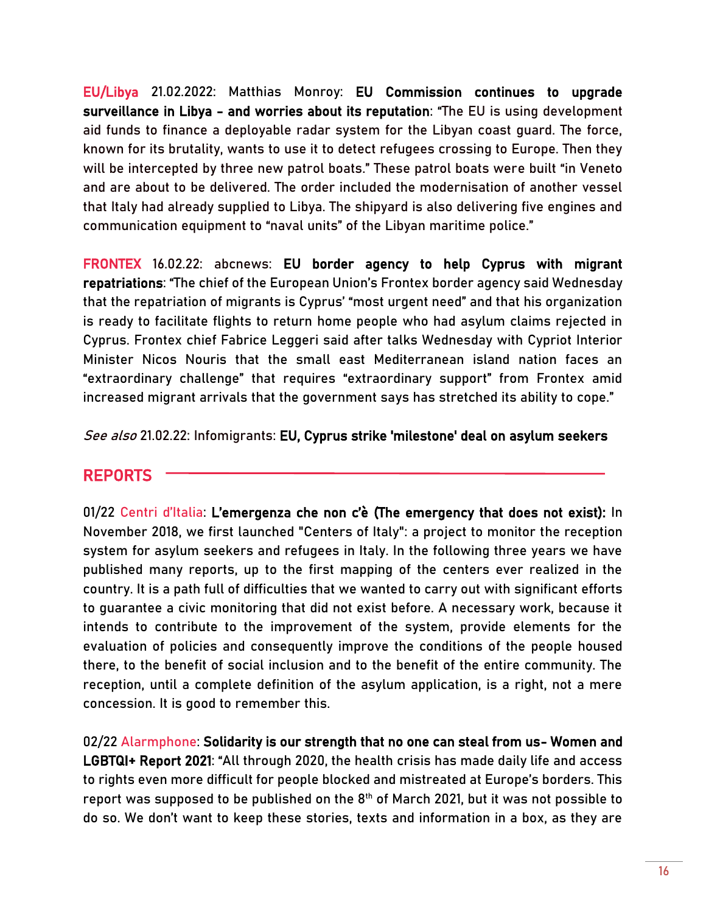EU/Libya 21.02.2022: Matthias Monroy: **EU Commission continues to upgrade surveillance in Libya - and worries about its reputation**: "The EU is using development aid funds to finance a deployable radar system for the Libyan coast guard. The force, known for its brutality, wants to use it to detect refugees crossing to Europe. Then they will be intercepted by three new patrol boats." These patrol boats were built "in Veneto and are about to be delivered. The order included the modernisation of another vessel that Italy had already supplied to Libya. The shipyard is also delivering five engines and communication equipment to "naval units" of the Libyan maritime police."

FRONTEX 16.02.22: abcnews: **EU border agency to help Cyprus with migrant repatriations**: "The chief of the European Union's Frontex border agency said Wednesday that the repatriation of migrants is Cyprus' "most urgent need" and that his organization is ready to facilitate flights to return home people who had asylum claims rejected in Cyprus. Frontex chief Fabrice Leggeri said after talks Wednesday with Cypriot Interior Minister Nicos Nouris that the small east Mediterranean island nation faces an "extraordinary challenge" that requires "extraordinary support" from Frontex amid increased migrant arrivals that the government says has stretched its ability to cope."

*See also* 21.02.22: Infomigrants: **EU, Cyprus strike 'milestone' deal on asylum seekers**

## REPORTS

01/22 Centri d'Italia: **L'emergenza che non c'è (The emergency that does not exist):** In November 2018, we first launched "Centers of Italy": a project to monitor the reception system for asylum seekers and refugees in Italy. In the following three years we have published many reports, up to the first mapping of the centers ever realized in the country. It is a path full of difficulties that we wanted to carry out with significant efforts to guarantee a civic monitoring that did not exist before. A necessary work, because it intends to contribute to the improvement of the system, provide elements for the evaluation of policies and consequently improve the conditions of the people housed there, to the benefit of social inclusion and to the benefit of the entire community. The reception, until a complete definition of the asylum application, is a right, not a mere concession. It is good to remember this.

02/22 Alarmphone: **Solidarity is our strength that no one can steal from us- Women and LGBTQI+ Report 2021**: "All through 2020, the health crisis has made daily life and access to rights even more difficult for people blocked and mistreated at Europe's borders. This report was supposed to be published on the 8th of March 2021, but it was not possible to do so. We don't want to keep these stories, texts and information in a box, as they are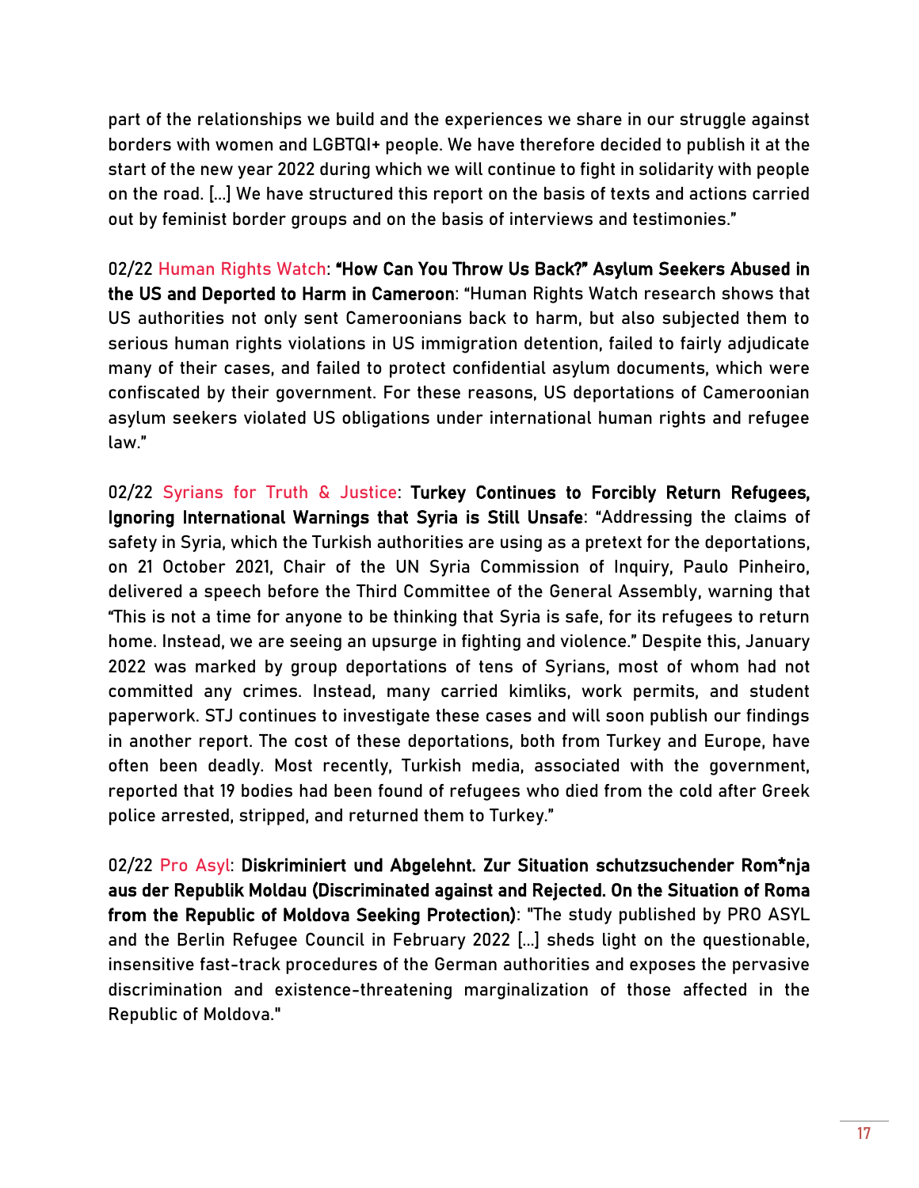part of the relationships we build and the experiences we share in our struggle against borders with women and LGBTQI+ people. We have therefore decided to publish it at the start of the new year 2022 during which we will continue to fight in solidarity with people on the road. [...] We have structured this report on the basis of texts and actions carried out by feminist border groups and on the basis of interviews and testimonies."

02/22 Human Rights Watch: **"How Can You Throw Us Back?" Asylum Seekers Abused in the US and Deported to Harm in Cameroon**: "Human Rights Watch research shows that US authorities not only sent Cameroonians back to harm, but also subjected them to serious human rights violations in US immigration detention, failed to fairly adjudicate many of their cases, and failed to protect confidential asylum documents, which were confiscated by their government. For these reasons, US deportations of Cameroonian asylum seekers violated US obligations under international human rights and refugee law."

02/22 Syrians for Truth & Justice: **Turkey Continues to Forcibly Return Refugees, Ignoring International Warnings that Syria is Still Unsafe**: "Addressing the claims of safety in Syria, which the Turkish authorities are using as a pretext for the deportations, on 21 October 2021, Chair of the UN Syria Commission of Inquiry, Paulo Pinheiro, delivered a speech before the Third Committee of the General Assembly, warning that "This is not a time for anyone to be thinking that Syria is safe, for its refugees to return home. Instead, we are seeing an upsurge in fighting and violence." Despite this, January 2022 was marked by group deportations of tens of Syrians, most of whom had not committed any crimes. Instead, many carried kimliks, work permits, and student paperwork. STJ continues to investigate these cases and will soon publish our findings in another report. The cost of these deportations, both from Turkey and Europe, have often been deadly. Most recently, Turkish media, associated with the government, reported that 19 bodies had been found of refugees who died from the cold after Greek police arrested, stripped, and returned them to Turkey."

02/22 Pro Asyl: **Diskriminiert und Abgelehnt. Zur Situation schutzsuchender Rom*nja aus der Republik Moldau (Discriminated against and Rejected. On the Situation of Roma from the Republic of Moldova Seeking Protection)**: "The study published by PRO ASYL and the Berlin Refugee Council in February 2022 [...] sheds light on the questionable, insensitive fast-track procedures of the German authorities and exposes the pervasive discrimination and existence-threatening marginalization of those affected in the Republic of Moldova."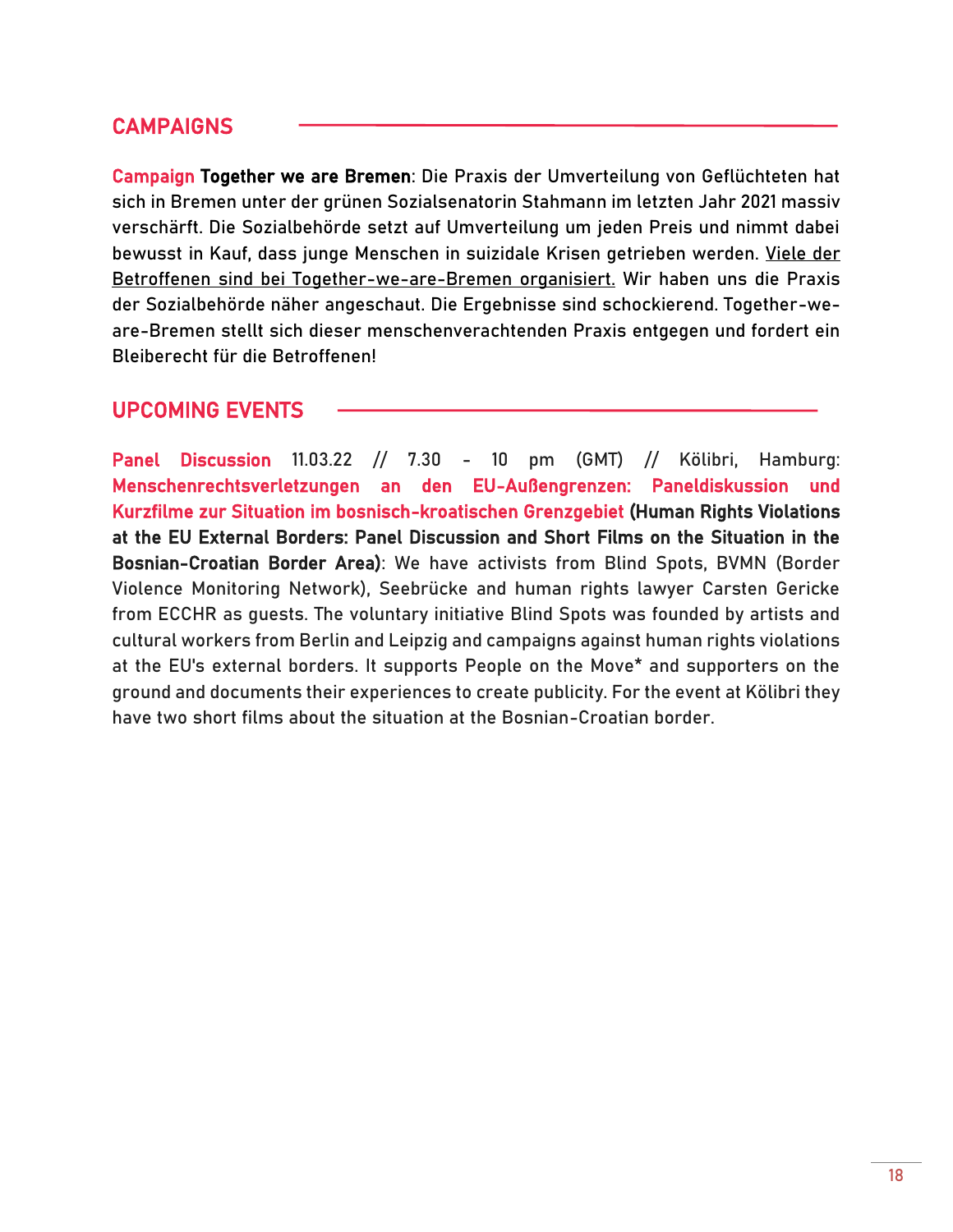## CAMPAIGNS

**Campaign Together we are Bremen**: Die Praxis der Umverteilung von Geflüchteten hat sich in Bremen unter der grünen Sozialsenatorin Stahmann im letzten Jahr 2021 massiv verschärft. Die Sozialbehörde setzt auf Umverteilung um jeden Preis und nimmt dabei bewusst in Kauf, dass junge Menschen in suizidale Krisen getrieben werden. Viele der Betroffenen sind bei Together-we-are-Bremen organisiert. Wir haben uns die Praxis der Sozialbehörde näher angeschaut. Die Ergebnisse sind schockierend. Together-we-are-Bremen stellt sich dieser menschenverachtenden Praxis entgegen und fordert ein Bleiberecht für die Betroffenen!

## UPCOMING EVENTS

**Panel Discussion** 11.03.22 // 7.30 - 10 pm (GMT) // Kölibri, Hamburg: **Menschenrechtsverletzungen an den EU-Außengrenzen: Paneldiskussion und Kurzfilme zur Situation im bosnisch-kroatischen Grenzgebiet (Human Rights Violations at the EU External Borders: Panel Discussion and Short Films on the Situation in the Bosnian-Croatian Border Area)**: We have activists from Blind Spots, BVMN (Border Violence Monitoring Network), Seebrücke and human rights lawyer Carsten Gericke from ECCHR as guests. The voluntary initiative Blind Spots was founded by artists and cultural workers from Berlin and Leipzig and campaigns against human rights violations at the EU's external borders. It supports People on the Move* and supporters on the ground and documents their experiences to create publicity. For the event at Kölibri they have two short films about the situation at the Bosnian-Croatian border.